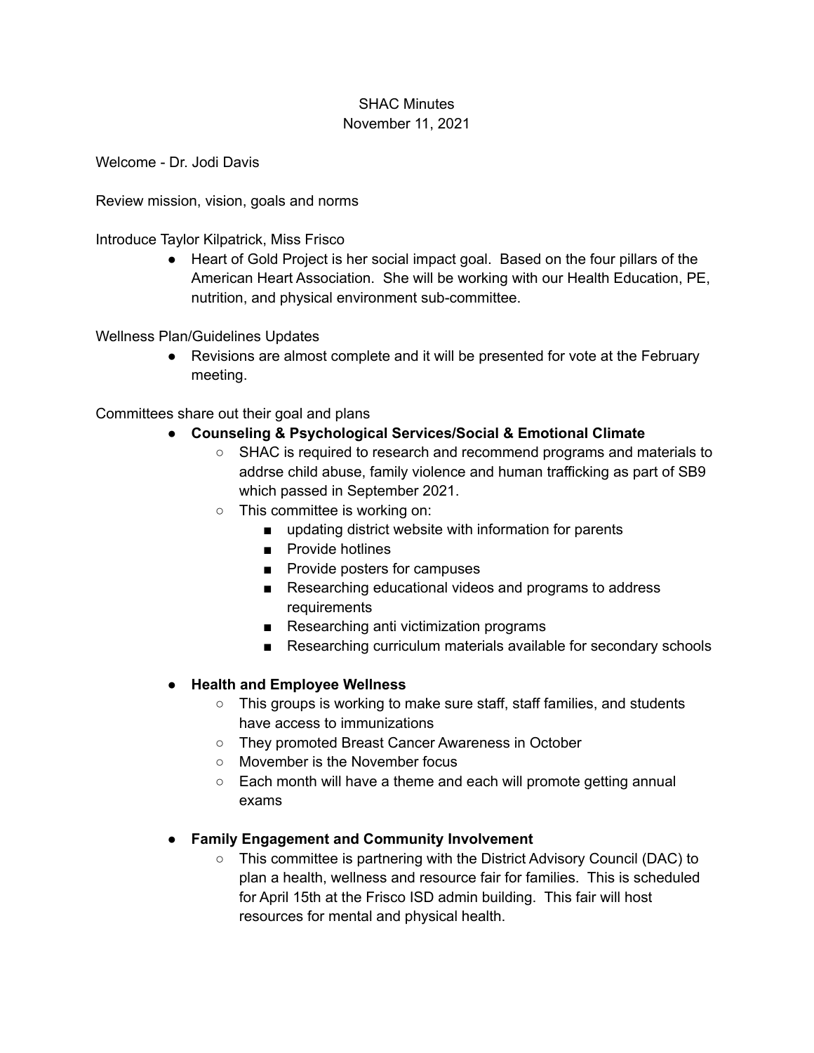SHAC Minutes
November 11, 2021

Welcome - Dr. Jodi Davis

Review mission, vision, goals and norms

Introduce Taylor Kilpatrick, Miss Frisco

- Heart of Gold Project is her social impact goal. Based on the four pillars of the American Heart Association. She will be working with our Health Education, PE, nutrition, and physical environment sub-committee.

Wellness Plan/Guidelines Updates

- Revisions are almost complete and it will be presented for vote at the February meeting.

Committees share out their goal and plans

- **Counseling & Psychological Services/Social & Emotional Climate**
  - SHAC is required to research and recommend programs and materials to addrse child abuse, family violence and human trafficking as part of SB9 which passed in September 2021.
  - This committee is working on:
    - updating district website with information for parents
    - Provide hotlines
    - Provide posters for campuses
    - Researching educational videos and programs to address requirements
    - Researching anti victimization programs
    - Researching curriculum materials available for secondary schools

- **Health and Employee Wellness**
  - This groups is working to make sure staff, staff families, and students have access to immunizations
  - They promoted Breast Cancer Awareness in October
  - Movember is the November focus
  - Each month will have a theme and each will promote getting annual exams

- **Family Engagement and Community Involvement**
  - This committee is partnering with the District Advisory Council (DAC) to plan a health, wellness and resource fair for families. This is scheduled for April 15th at the Frisco ISD admin building. This fair will host resources for mental and physical health.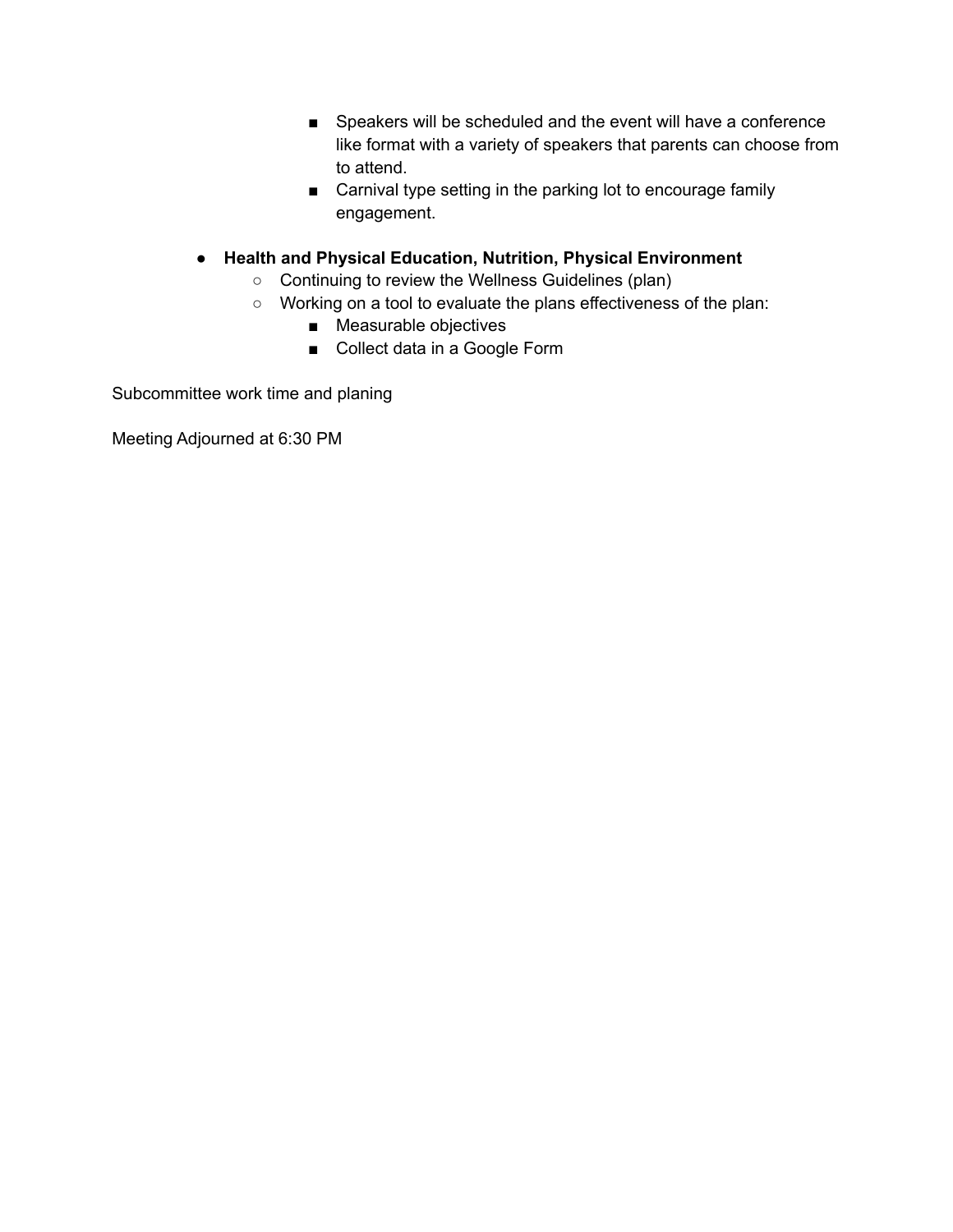- Speakers will be scheduled and the event will have a conference like format with a variety of speakers that parents can choose from to attend.
        - Carnival type setting in the parking lot to encourage family engagement.

- **Health and Physical Education, Nutrition, Physical Environment**
    - Continuing to review the Wellness Guidelines (plan)
    - Working on a tool to evaluate the plans effectiveness of the plan:
        - Measurable objectives
        - Collect data in a Google Form

Subcommittee work time and planing

Meeting Adjourned at 6:30 PM